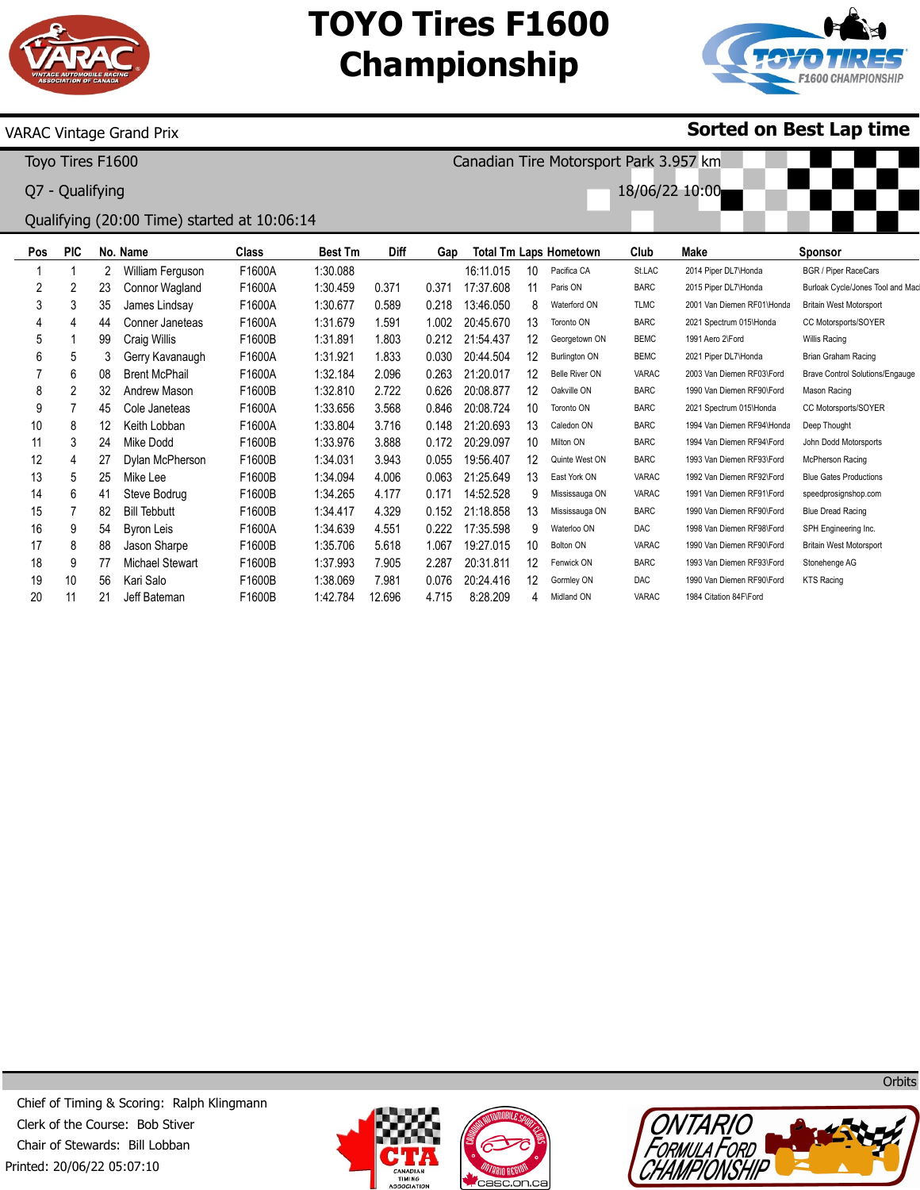# TOYO Tires F1600 Championship

VARAC Vintage Grand Prix

**Sorted on Best Lap time**

Toyo Tires F1600

Canadian Tire Motorsport Park 3.957 km

Q7 - Qualifying

18/06/22 10:00

Qualifying (20:00 Time) started at 10:06:14

| Pos | PIC | No. | Name | Class | Best Tm | Diff | Gap | Total Tm | Laps | Hometown | Club | Make | Sponsor |
|---|---|---|---|---|---|---|---|---|---|---|---|---|---|
| 1 | 1 | 2 | William Ferguson | F1600A | 1:30.088 | | | 16:11.015 | 10 | Pacifica CA | St.LAC | 2014 Piper DL7\Honda | BGR / Piper RaceCars |
| 2 | 2 | 23 | Connor Wagland | F1600A | 1:30.459 | 0.371 | 0.371 | 17:37.608 | 11 | Paris ON | BARC | 2015 Piper DL7\Honda | Burloak Cycle/Jones Tool and Mac |
| 3 | 3 | 35 | James Lindsay | F1600A | 1:30.677 | 0.589 | 0.218 | 13:46.050 | 8 | Waterford ON | TLMC | 2001 Van Diemen RF01\Honda | Britain West Motorsport |
| 4 | 4 | 44 | Conner Janeteas | F1600A | 1:31.679 | 1.591 | 1.002 | 20:45.670 | 13 | Toronto ON | BARC | 2021 Spectrum 015\Honda | CC Motorsports/SOYER |
| 5 | 1 | 99 | Craig Willis | F1600B | 1:31.891 | 1.803 | 0.212 | 21:54.437 | 12 | Georgetown ON | BEMC | 1991 Aero 2\Ford | Willis Racing |
| 6 | 5 | 3 | Gerry Kavanaugh | F1600A | 1:31.921 | 1.833 | 0.030 | 20:44.504 | 12 | Burlington ON | BEMC | 2021 Piper DL7\Honda | Brian Graham Racing |
| 7 | 6 | 08 | Brent McPhail | F1600A | 1:32.184 | 2.096 | 0.263 | 21:20.017 | 12 | Belle River ON | VARAC | 2003 Van Diemen RF03\Ford | Brave Control Solutions/Engauge |
| 8 | 2 | 32 | Andrew Mason | F1600B | 1:32.810 | 2.722 | 0.626 | 20:08.877 | 12 | Oakville ON | BARC | 1990 Van Diemen RF90\Ford | Mason Racing |
| 9 | 7 | 45 | Cole Janeteas | F1600A | 1:33.656 | 3.568 | 0.846 | 20:08.724 | 10 | Toronto ON | BARC | 2021 Spectrum 015\Honda | CC Motorsports/SOYER |
| 10 | 8 | 12 | Keith Lobban | F1600A | 1:33.804 | 3.716 | 0.148 | 21:20.693 | 13 | Caledon ON | BARC | 1994 Van Diemen RF94\Honda | Deep Thought |
| 11 | 3 | 24 | Mike Dodd | F1600B | 1:33.976 | 3.888 | 0.172 | 20:29.097 | 10 | Milton ON | BARC | 1994 Van Diemen RF94\Ford | John Dodd Motorsports |
| 12 | 4 | 27 | Dylan McPherson | F1600B | 1:34.031 | 3.943 | 0.055 | 19:56.407 | 12 | Quinte West ON | BARC | 1993 Van Diemen RF93\Ford | McPherson Racing |
| 13 | 5 | 25 | Mike Lee | F1600B | 1:34.094 | 4.006 | 0.063 | 21:25.649 | 13 | East York ON | VARAC | 1992 Van Diemen RF92\Ford | Blue Gates Productions |
| 14 | 6 | 41 | Steve Bodrug | F1600B | 1:34.265 | 4.177 | 0.171 | 14:52.528 | 9 | Mississauga ON | VARAC | 1991 Van Diemen RF91\Ford | speedprosignshop.com |
| 15 | 7 | 82 | Bill Tebbutt | F1600B | 1:34.417 | 4.329 | 0.152 | 21:18.858 | 13 | Mississauga ON | BARC | 1990 Van Diemen RF90\Ford | Blue Dread Racing |
| 16 | 9 | 54 | Byron Leis | F1600A | 1:34.639 | 4.551 | 0.222 | 17:35.598 | 9 | Waterloo ON | DAC | 1998 Van Diemen RF98\Ford | SPH Engineering Inc. |
| 17 | 8 | 88 | Jason Sharpe | F1600B | 1:35.706 | 5.618 | 1.067 | 19:27.015 | 10 | Bolton ON | VARAC | 1990 Van Diemen RF90\Ford | Britain West Motorsport |
| 18 | 9 | 77 | Michael Stewart | F1600B | 1:37.993 | 7.905 | 2.287 | 20:31.811 | 12 | Fenwick ON | BARC | 1993 Van Diemen RF93\Ford | Stonehenge AG |
| 19 | 10 | 56 | Kari Salo | F1600B | 1:38.069 | 7.981 | 0.076 | 20:24.416 | 12 | Gormley ON | DAC | 1990 Van Diemen RF90\Ford | KTS Racing |
| 20 | 11 | 21 | Jeff Bateman | F1600B | 1:42.784 | 12.696 | 4.715 | 8:28.209 | 4 | Midland ON | VARAC | 1984 Citation 84F\Ford | |

Orbits

Chief of Timing & Scoring: Ralph Klingmann
Clerk of the Course: Bob Stiver
Chair of Stewards: Bill Lobban
Printed: 20/06/22 05:07:10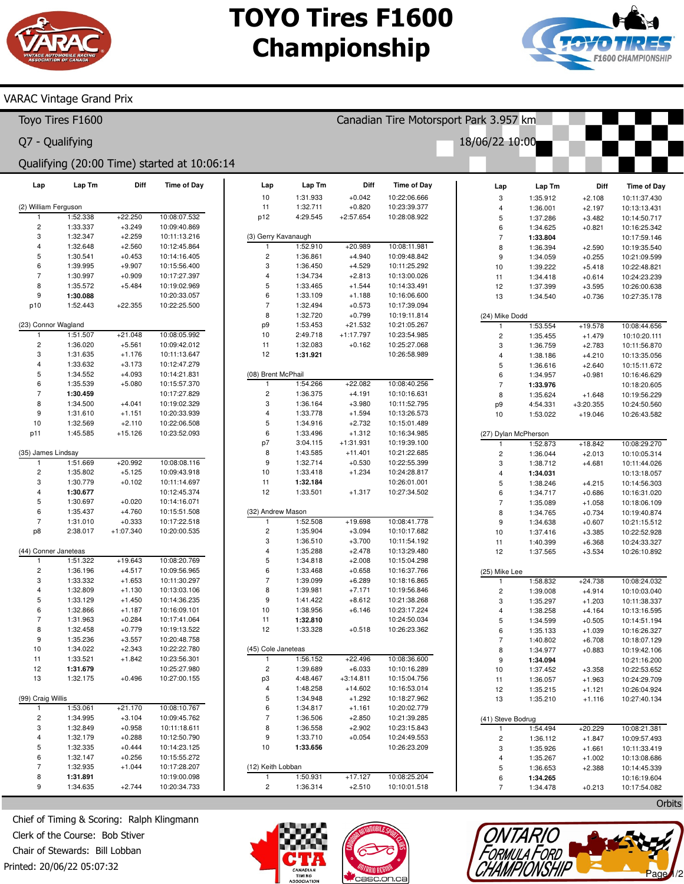# TOYO Tires F1600 Championship

VARAC Vintage Grand Prix

## Toyo Tires F1600

Canadian Tire Motorsport Park 3.957 km

Q7 - Qualifying

18/06/22 10:00

Qualifying (20:00 Time) started at 10:06:14

### (2) William Ferguson

| Lap | Lap Tm | Diff | Time of Day |
|---|---|---|---|
| 1 | 1:52.338 | +22.250 | 10:08:07.532 |
| 2 | 1:33.337 | +3.249 | 10:09:40.869 |
| 3 | 1:32.347 | +2.259 | 10:11:13.216 |
| 4 | 1:32.648 | +2.560 | 10:12:45.864 |
| 5 | 1:30.541 | +0.453 | 10:14:16.405 |
| 6 | 1:39.995 | +9.907 | 10:15:56.400 |
| 7 | 1:30.997 | +0.909 | 10:17:27.397 |
| 8 | 1:35.572 | +5.484 | 10:19:02.969 |
| 9 | **1:30.088** | | 10:20:33.057 |
| p10 | 1:52.443 | +22.355 | 10:22:25.500 |

### (23) Connor Wagland

| Lap | Lap Tm | Diff | Time of Day |
|---|---|---|---|
| 1 | 1:51.507 | +21.048 | 10:08:05.992 |
| 2 | 1:36.020 | +5.561 | 10:09:42.012 |
| 3 | 1:31.635 | +1.176 | 10:11:13.647 |
| 4 | 1:33.632 | +3.173 | 10:12:47.279 |
| 5 | 1:34.552 | +4.093 | 10:14:21.831 |
| 6 | 1:35.539 | +5.080 | 10:15:57.370 |
| 7 | **1:30.459** | | 10:17:27.829 |
| 8 | 1:34.500 | +4.041 | 10:19:02.329 |
| 9 | 1:31.610 | +1.151 | 10:20:33.939 |
| 10 | 1:32.569 | +2.110 | 10:22:06.508 |
| p11 | 1:45.585 | +15.126 | 10:23:52.093 |

### (35) James Lindsay

| Lap | Lap Tm | Diff | Time of Day |
|---|---|---|---|
| 1 | 1:51.669 | +20.992 | 10:08:08.116 |
| 2 | 1:35.802 | +5.125 | 10:09:43.918 |
| 3 | 1:30.779 | +0.102 | 10:11:14.697 |
| 4 | **1:30.677** | | 10:12:45.374 |
| 5 | 1:30.697 | +0.020 | 10:14:16.071 |
| 6 | 1:35.437 | +4.760 | 10:15:51.508 |
| 7 | 1:31.010 | +0.333 | 10:17:22.518 |
| p8 | 2:38.017 | +1:07.340 | 10:20:00.535 |

### (44) Conner Janeteas

| Lap | Lap Tm | Diff | Time of Day |
|---|---|---|---|
| 1 | 1:51.322 | +19.643 | 10:08:20.769 |
| 2 | 1:36.196 | +4.517 | 10:09:56.965 |
| 3 | 1:33.332 | +1.653 | 10:11:30.297 |
| 4 | 1:32.809 | +1.130 | 10:13:03.106 |
| 5 | 1:33.129 | +1.450 | 10:14:36.235 |
| 6 | 1:32.866 | +1.187 | 10:16:09.101 |
| 7 | 1:31.963 | +0.284 | 10:17:41.064 |
| 8 | 1:32.458 | +0.779 | 10:19:13.522 |
| 9 | 1:35.236 | +3.557 | 10:20:48.758 |
| 10 | 1:34.022 | +2.343 | 10:22:22.780 |
| 11 | 1:33.521 | +1.842 | 10:23:56.301 |
| 12 | **1:31.679** | | 10:25:27.980 |
| 13 | 1:32.175 | +0.496 | 10:27:00.155 |

### (99) Craig Willis

| Lap | Lap Tm | Diff | Time of Day |
|---|---|---|---|
| 1 | 1:53.061 | +21.170 | 10:08:10.767 |
| 2 | 1:34.995 | +3.104 | 10:09:45.762 |
| 3 | 1:32.849 | +0.958 | 10:11:18.611 |
| 4 | 1:32.179 | +0.288 | 10:12:50.790 |
| 5 | 1:32.335 | +0.444 | 10:14:23.125 |
| 6 | 1:32.147 | +0.256 | 10:15:55.272 |
| 7 | 1:32.935 | +1.044 | 10:17:28.207 |
| 8 | **1:31.891** | | 10:19:00.098 |
| 9 | 1:34.635 | +2.744 | 10:20:34.733 |
| 10 | 1:31.933 | +0.042 | 10:22:06.666 |
| 11 | 1:32.711 | +0.820 | 10:23:39.377 |
| p12 | 4:29.545 | +2:57.654 | 10:28:08.922 |

### (3) Gerry Kavanaugh

| Lap | Lap Tm | Diff | Time of Day |
|---|---|---|---|
| 1 | 1:52.910 | +20.989 | 10:08:11.981 |
| 2 | 1:36.861 | +4.940 | 10:09:48.842 |
| 3 | 1:36.450 | +4.529 | 10:11:25.292 |
| 4 | 1:34.734 | +2.813 | 10:13:00.026 |
| 5 | 1:33.465 | +1.544 | 10:14:33.491 |
| 6 | 1:33.109 | +1.188 | 10:16:06.600 |
| 7 | 1:32.494 | +0.573 | 10:17:39.094 |
| 8 | 1:32.720 | +0.799 | 10:19:11.814 |
| p9 | 1:53.453 | +21.532 | 10:21:05.267 |
| 10 | 2:49.718 | +1:17.797 | 10:23:54.985 |
| 11 | 1:32.083 | +0.162 | 10:25:27.068 |
| 12 | **1:31.921** | | 10:26:58.989 |

### (08) Brent McPhail

| Lap | Lap Tm | Diff | Time of Day |
|---|---|---|---|
| 1 | 1:54.266 | +22.082 | 10:08:40.256 |
| 2 | 1:36.375 | +4.191 | 10:10:16.631 |
| 3 | 1:36.164 | +3.980 | 10:11:52.795 |
| 4 | 1:33.778 | +1.594 | 10:13:26.573 |
| 5 | 1:34.916 | +2.732 | 10:15:01.489 |
| 6 | 1:33.496 | +1.312 | 10:16:34.985 |
| p7 | 3:04.115 | +1:31.931 | 10:19:39.100 |
| 8 | 1:43.585 | +11.401 | 10:21:22.685 |
| 9 | 1:32.714 | +0.530 | 10:22:55.399 |
| 10 | 1:33.418 | +1.234 | 10:24:28.817 |
| 11 | **1:32.184** | | 10:26:01.001 |
| 12 | 1:33.501 | +1.317 | 10:27:34.502 |

### (32) Andrew Mason

| Lap | Lap Tm | Diff | Time of Day |
|---|---|---|---|
| 1 | 1:52.508 | +19.698 | 10:08:41.778 |
| 2 | 1:35.904 | +3.094 | 10:10:17.682 |
| 3 | 1:36.510 | +3.700 | 10:11:54.192 |
| 4 | 1:35.288 | +2.478 | 10:13:29.480 |
| 5 | 1:34.818 | +2.008 | 10:15:04.298 |
| 6 | 1:33.468 | +0.658 | 10:16:37.766 |
| 7 | 1:39.099 | +6.289 | 10:18:16.865 |
| 8 | 1:39.981 | +7.171 | 10:19:56.846 |
| 9 | 1:41.422 | +8.612 | 10:21:38.268 |
| 10 | 1:38.956 | +6.146 | 10:23:17.224 |
| 11 | **1:32.810** | | 10:24:50.034 |
| 12 | 1:33.328 | +0.518 | 10:26:23.362 |

### (45) Cole Janeteas

| Lap | Lap Tm | Diff | Time of Day |
|---|---|---|---|
| 1 | 1:56.152 | +22.496 | 10:08:36.600 |
| 2 | 1:39.689 | +6.033 | 10:10:16.289 |
| p3 | 4:48.467 | +3:14.811 | 10:15:04.756 |
| 4 | 1:48.258 | +14.602 | 10:16:53.014 |
| 5 | 1:34.948 | +1.292 | 10:18:27.962 |
| 6 | 1:34.817 | +1.161 | 10:20:02.779 |
| 7 | 1:36.506 | +2.850 | 10:21:39.285 |
| 8 | 1:36.558 | +2.902 | 10:23:15.843 |
| 9 | 1:33.710 | +0.054 | 10:24:49.553 |
| 10 | **1:33.656** | | 10:26:23.209 |

### (12) Keith Lobban

| Lap | Lap Tm | Diff | Time of Day |
|---|---|---|---|
| 1 | 1:50.931 | +17.127 | 10:08:25.204 |
| 2 | 1:36.314 | +2.510 | 10:10:01.518 |
| 3 | 1:35.912 | +2.108 | 10:11:37.430 |
| 4 | 1:36.001 | +2.197 | 10:13:13.431 |
| 5 | 1:37.286 | +3.482 | 10:14:50.717 |
| 6 | 1:34.625 | +0.821 | 10:16:25.342 |
| 7 | **1:33.804** | | 10:17:59.146 |
| 8 | 1:36.394 | +2.590 | 10:19:35.540 |
| 9 | 1:34.059 | +0.255 | 10:21:09.599 |
| 10 | 1:39.222 | +5.418 | 10:22:48.821 |
| 11 | 1:34.418 | +0.614 | 10:24:23.239 |
| 12 | 1:37.399 | +3.595 | 10:26:00.638 |
| 13 | 1:34.540 | +0.736 | 10:27:35.178 |

### (24) Mike Dodd

| Lap | Lap Tm | Diff | Time of Day |
|---|---|---|---|
| 1 | 1:53.554 | +19.578 | 10:08:44.656 |
| 2 | 1:35.455 | +1.479 | 10:10:20.111 |
| 3 | 1:36.759 | +2.783 | 10:11:56.870 |
| 4 | 1:38.186 | +4.210 | 10:13:35.056 |
| 5 | 1:36.616 | +2.640 | 10:15:11.672 |
| 6 | 1:34.957 | +0.981 | 10:16:46.629 |
| 7 | **1:33.976** | | 10:18:20.605 |
| 8 | 1:35.624 | +1.648 | 10:19:56.229 |
| p9 | 4:54.331 | +3:20.355 | 10:24:50.560 |
| 10 | 1:53.022 | +19.046 | 10:26:43.582 |

### (27) Dylan McPherson

| Lap | Lap Tm | Diff | Time of Day |
|---|---|---|---|
| 1 | 1:52.873 | +18.842 | 10:08:29.270 |
| 2 | 1:36.044 | +2.013 | 10:10:05.314 |
| 3 | 1:38.712 | +4.681 | 10:11:44.026 |
| 4 | **1:34.031** | | 10:13:18.057 |
| 5 | 1:38.246 | +4.215 | 10:14:56.303 |
| 6 | 1:34.717 | +0.686 | 10:16:31.020 |
| 7 | 1:35.089 | +1.058 | 10:18:06.109 |
| 8 | 1:34.765 | +0.734 | 10:19:40.874 |
| 9 | 1:34.638 | +0.607 | 10:21:15.512 |
| 10 | 1:37.416 | +3.385 | 10:22:52.928 |
| 11 | 1:40.399 | +6.368 | 10:24:33.327 |
| 12 | 1:37.565 | +3.534 | 10:26:10.892 |

### (25) Mike Lee

| Lap | Lap Tm | Diff | Time of Day |
|---|---|---|---|
| 1 | 1:58.832 | +24.738 | 10:08:24.032 |
| 2 | 1:39.008 | +4.914 | 10:10:03.040 |
| 3 | 1:35.297 | +1.203 | 10:11:38.337 |
| 4 | 1:38.258 | +4.164 | 10:13:16.595 |
| 5 | 1:34.599 | +0.505 | 10:14:51.194 |
| 6 | 1:35.133 | +1.039 | 10:16:26.327 |
| 7 | 1:40.802 | +6.708 | 10:18:07.129 |
| 8 | 1:34.977 | +0.883 | 10:19:42.106 |
| 9 | **1:34.094** | | 10:21:16.200 |
| 10 | 1:37.452 | +3.358 | 10:22:53.652 |
| 11 | 1:36.057 | +1.963 | 10:24:29.709 |
| 12 | 1:35.215 | +1.121 | 10:26:04.924 |
| 13 | 1:35.210 | +1.116 | 10:27:40.134 |

### (41) Steve Bodrug

| Lap | Lap Tm | Diff | Time of Day |
|---|---|---|---|
| 1 | 1:54.494 | +20.229 | 10:08:21.381 |
| 2 | 1:36.112 | +1.847 | 10:09:57.493 |
| 3 | 1:35.926 | +1.661 | 10:11:33.419 |
| 4 | 1:35.267 | +1.002 | 10:13:08.686 |
| 5 | 1:36.653 | +2.388 | 10:14:45.339 |
| 6 | **1:34.265** | | 10:16:19.604 |
| 7 | 1:34.478 | +0.213 | 10:17:54.082 |

Orbits

Chief of Timing & Scoring: Ralph Klingmann
Clerk of the Course: Bob Stiver
Chair of Stewards: Bill Lobban
Printed: 20/06/22 05:07:32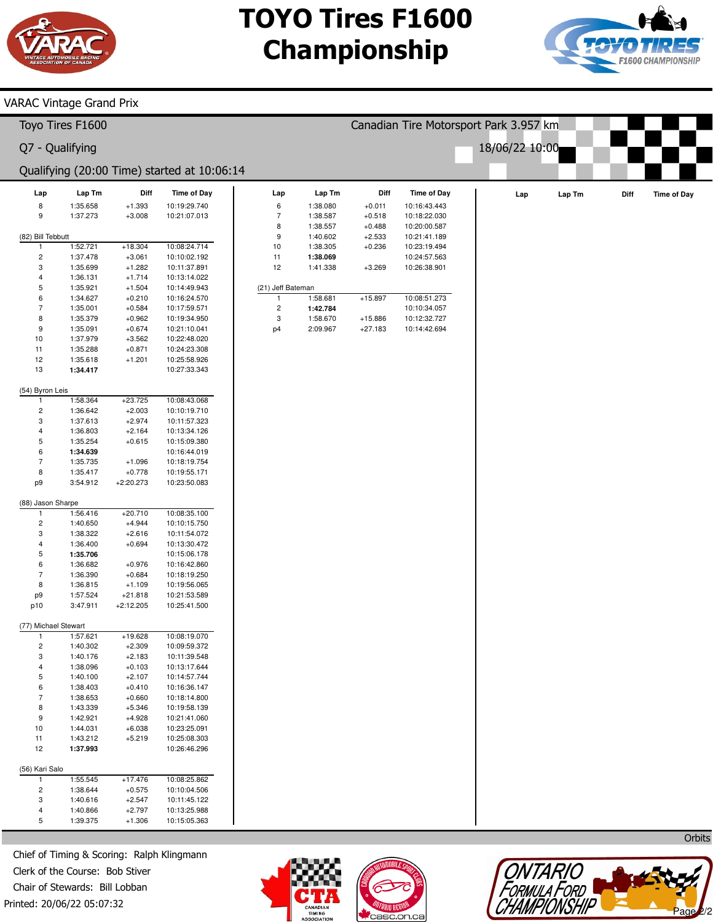# TOYO Tires F1600 Championship

VARAC Vintage Grand Prix

Toyo Tires F1600

Canadian Tire Motorsport Park 3.957 km

Q7 - Qualifying

18/06/22 10:00

Qualifying (20:00 Time) started at 10:06:14

| Lap | Lap Tm | Diff | Time of Day |
|---|---|---|---|
| 8 | 1:35.658 | +1.393 | 10:19:29.740 |
| 9 | 1:37.273 | +3.008 | 10:21:07.013 |

(82) Bill Tebbutt

| Lap | Lap Tm | Diff | Time of Day |
|---|---|---|---|
| 1 | 1:52.721 | +18.304 | 10:08:24.714 |
| 2 | 1:37.478 | +3.061 | 10:10:02.192 |
| 3 | 1:35.699 | +1.282 | 10:11:37.891 |
| 4 | 1:36.131 | +1.714 | 10:13:14.022 |
| 5 | 1:35.921 | +1.504 | 10:14:49.943 |
| 6 | 1:34.627 | +0.210 | 10:16:24.570 |
| 7 | 1:35.001 | +0.584 | 10:17:59.571 |
| 8 | 1:35.379 | +0.962 | 10:19:34.950 |
| 9 | 1:35.091 | +0.674 | 10:21:10.041 |
| 10 | 1:37.979 | +3.562 | 10:22:48.020 |
| 11 | 1:35.288 | +0.871 | 10:24:23.308 |
| 12 | 1:35.618 | +1.201 | 10:25:58.926 |
| 13 | **1:34.417** | | 10:27:33.343 |

(54) Byron Leis

| Lap | Lap Tm | Diff | Time of Day |
|---|---|---|---|
| 1 | 1:58.364 | +23.725 | 10:08:43.068 |
| 2 | 1:36.642 | +2.003 | 10:10:19.710 |
| 3 | 1:37.613 | +2.974 | 10:11:57.323 |
| 4 | 1:36.803 | +2.164 | 10:13:34.126 |
| 5 | 1:35.254 | +0.615 | 10:15:09.380 |
| 6 | **1:34.639** | | 10:16:44.019 |
| 7 | 1:35.735 | +1.096 | 10:18:19.754 |
| 8 | 1:35.417 | +0.778 | 10:19:55.171 |
| p9 | 3:54.912 | +2:20.273 | 10:23:50.083 |

(88) Jason Sharpe

| Lap | Lap Tm | Diff | Time of Day |
|---|---|---|---|
| 1 | 1:56.416 | +20.710 | 10:08:35.100 |
| 2 | 1:40.650 | +4.944 | 10:10:15.750 |
| 3 | 1:38.322 | +2.616 | 10:11:54.072 |
| 4 | 1:36.400 | +0.694 | 10:13:30.472 |
| 5 | **1:35.706** | | 10:15:06.178 |
| 6 | 1:36.682 | +0.976 | 10:16:42.860 |
| 7 | 1:36.390 | +0.684 | 10:18:19.250 |
| 8 | 1:36.815 | +1.109 | 10:19:56.065 |
| p9 | 1:57.524 | +21.818 | 10:21:53.589 |
| p10 | 3:47.911 | +2:12.205 | 10:25:41.500 |

(77) Michael Stewart

| Lap | Lap Tm | Diff | Time of Day |
|---|---|---|---|
| 1 | 1:57.621 | +19.628 | 10:08:19.070 |
| 2 | 1:40.302 | +2.309 | 10:09:59.372 |
| 3 | 1:40.176 | +2.183 | 10:11:39.548 |
| 4 | 1:38.096 | +0.103 | 10:13:17.644 |
| 5 | 1:40.100 | +2.107 | 10:14:57.744 |
| 6 | 1:38.403 | +0.410 | 10:16:36.147 |
| 7 | 1:38.653 | +0.660 | 10:18:14.800 |
| 8 | 1:43.339 | +5.346 | 10:19:58.139 |
| 9 | 1:42.921 | +4.928 | 10:21:41.060 |
| 10 | 1:44.031 | +6.038 | 10:23:25.091 |
| 11 | 1:43.212 | +5.219 | 10:25:08.303 |
| 12 | **1:37.993** | | 10:26:46.296 |

(56) Kari Salo

| Lap | Lap Tm | Diff | Time of Day |
|---|---|---|---|
| 1 | 1:55.545 | +17.476 | 10:08:25.862 |
| 2 | 1:38.644 | +0.575 | 10:10:04.506 |
| 3 | 1:40.616 | +2.547 | 10:11:45.122 |
| 4 | 1:40.866 | +2.797 | 10:13:25.988 |
| 5 | 1:39.375 | +1.306 | 10:15:05.363 |
| 6 | 1:38.080 | +0.011 | 10:16:43.443 |
| 7 | 1:38.587 | +0.518 | 10:18:22.030 |
| 8 | 1:38.557 | +0.488 | 10:20:00.587 |
| 9 | 1:40.602 | +2.533 | 10:21:41.189 |
| 10 | 1:38.305 | +0.236 | 10:23:19.494 |
| 11 | **1:38.069** | | 10:24:57.563 |
| 12 | 1:41.338 | +3.269 | 10:26:38.901 |

(21) Jeff Bateman

| Lap | Lap Tm | Diff | Time of Day |
|---|---|---|---|
| 1 | 1:58.681 | +15.897 | 10:08:51.273 |
| 2 | **1:42.784** | | 10:10:34.057 |
| 3 | 1:58.670 | +15.886 | 10:12:32.727 |
| p4 | 2:09.967 | +27.183 | 10:14:42.694 |

Orbits

Chief of Timing & Scoring: Ralph Klingmann
Clerk of the Course: Bob Stiver
Chair of Stewards: Bill Lobban
Printed: 20/06/22 05:07:32